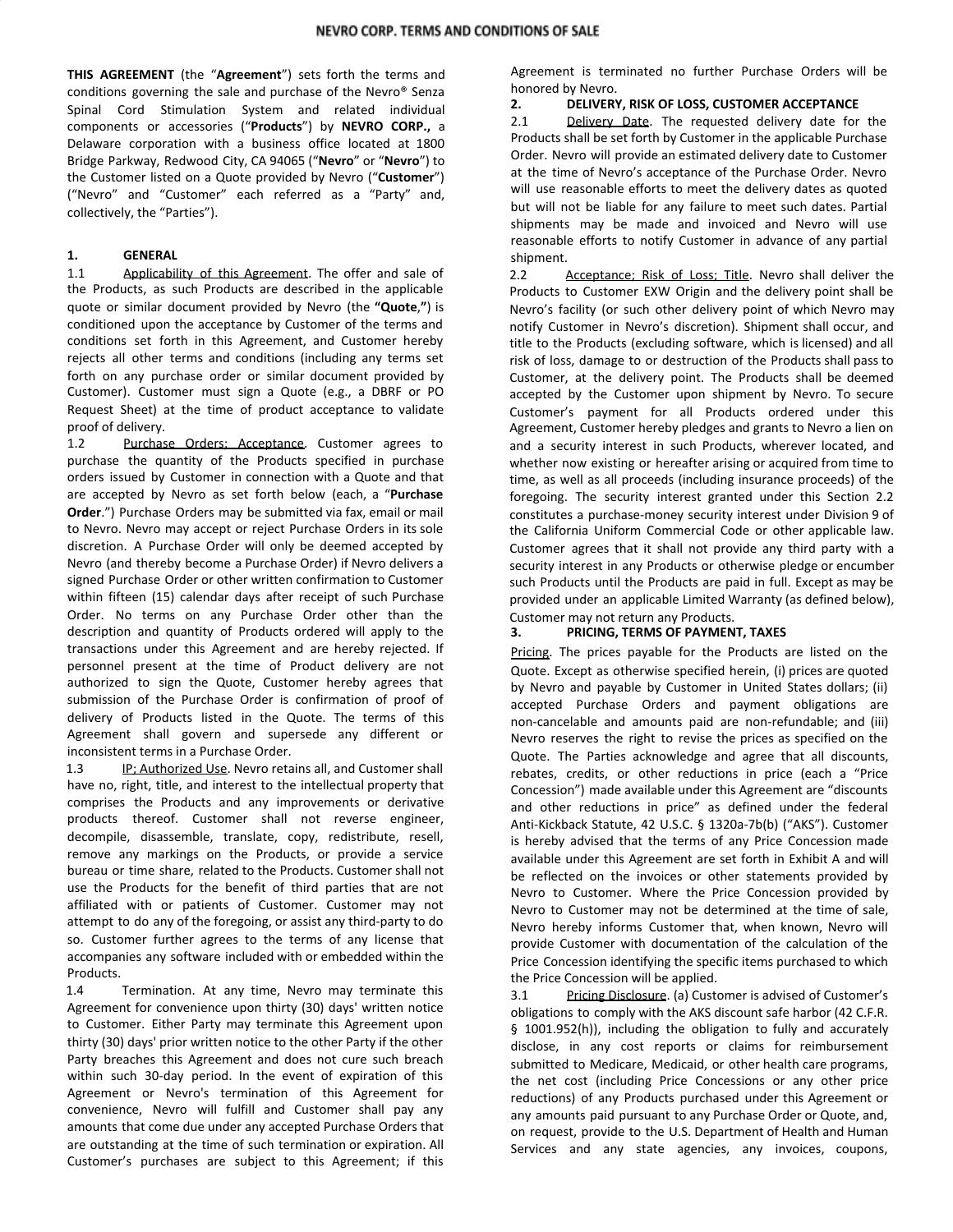# NEVRO CORP. TERMS AND CONDITIONS OF SALE

**THIS AGREEMENT** (the "**Agreement**") sets forth the terms and conditions governing the sale and purchase of the Nevro® Senza Spinal Cord Stimulation System and related individual components or accessories ("**Products**") by **NEVRO CORP.,** a Delaware corporation with a business office located at 1800 Bridge Parkway, Redwood City, CA 94065 ("**Nevro**" or "**Nevro**") to the Customer listed on a Quote provided by Nevro ("**Customer**") ("Nevro" and "Customer" each referred as a "Party" and, collectively, the "Parties").

## 1. GENERAL

1.1 Applicability of this Agreement. The offer and sale of the Products, as such Products are described in the applicable quote or similar document provided by Nevro (the **"Quote,"**) is conditioned upon the acceptance by Customer of the terms and conditions set forth in this Agreement, and Customer hereby rejects all other terms and conditions (including any terms set forth on any purchase order or similar document provided by Customer). Customer must sign a Quote (e.g., a DBRF or PO Request Sheet) at the time of product acceptance to validate proof of delivery.

1.2 Purchase Orders; Acceptance. Customer agrees to purchase the quantity of the Products specified in purchase orders issued by Customer in connection with a Quote and that are accepted by Nevro as set forth below (each, a "**Purchase Order**.") Purchase Orders may be submitted via fax, email or mail to Nevro. Nevro may accept or reject Purchase Orders in its sole discretion. A Purchase Order will only be deemed accepted by Nevro (and thereby become a Purchase Order) if Nevro delivers a signed Purchase Order or other written confirmation to Customer within fifteen (15) calendar days after receipt of such Purchase Order. No terms on any Purchase Order other than the description and quantity of Products ordered will apply to the transactions under this Agreement and are hereby rejected. If personnel present at the time of Product delivery are not authorized to sign the Quote, Customer hereby agrees that submission of the Purchase Order is confirmation of proof of delivery of Products listed in the Quote. The terms of this Agreement shall govern and supersede any different or inconsistent terms in a Purchase Order.

1.3 IP; Authorized Use. Nevro retains all, and Customer shall have no, right, title, and interest to the intellectual property that comprises the Products and any improvements or derivative products thereof. Customer shall not reverse engineer, decompile, disassemble, translate, copy, redistribute, resell, remove any markings on the Products, or provide a service bureau or time share, related to the Products. Customer shall not use the Products for the benefit of third parties that are not affiliated with or patients of Customer. Customer may not attempt to do any of the foregoing, or assist any third-party to do so. Customer further agrees to the terms of any license that accompanies any software included with or embedded within the Products.

1.4 Termination. At any time, Nevro may terminate this Agreement for convenience upon thirty (30) days' written notice to Customer. Either Party may terminate this Agreement upon thirty (30) days' prior written notice to the other Party if the other Party breaches this Agreement and does not cure such breach within such 30-day period. In the event of expiration of this Agreement or Nevro's termination of this Agreement for convenience, Nevro will fulfill and Customer shall pay any amounts that come due under any accepted Purchase Orders that are outstanding at the time of such termination or expiration. All Customer's purchases are subject to this Agreement; if this Agreement is terminated no further Purchase Orders will be honored by Nevro.

## 2. DELIVERY, RISK OF LOSS, CUSTOMER ACCEPTANCE

2.1 Delivery Date. The requested delivery date for the Products shall be set forth by Customer in the applicable Purchase Order. Nevro will provide an estimated delivery date to Customer at the time of Nevro's acceptance of the Purchase Order. Nevro will use reasonable efforts to meet the delivery dates as quoted but will not be liable for any failure to meet such dates. Partial shipments may be made and invoiced and Nevro will use reasonable efforts to notify Customer in advance of any partial shipment.

2.2 Acceptance; Risk of Loss; Title. Nevro shall deliver the Products to Customer EXW Origin and the delivery point shall be Nevro's facility (or such other delivery point of which Nevro may notify Customer in Nevro's discretion). Shipment shall occur, and title to the Products (excluding software, which is licensed) and all risk of loss, damage to or destruction of the Products shall pass to Customer, at the delivery point. The Products shall be deemed accepted by the Customer upon shipment by Nevro. To secure Customer's payment for all Products ordered under this Agreement, Customer hereby pledges and grants to Nevro a lien on and a security interest in such Products, wherever located, and whether now existing or hereafter arising or acquired from time to time, as well as all proceeds (including insurance proceeds) of the foregoing. The security interest granted under this Section 2.2 constitutes a purchase-money security interest under Division 9 of the California Uniform Commercial Code or other applicable law. Customer agrees that it shall not provide any third party with a security interest in any Products or otherwise pledge or encumber such Products until the Products are paid in full. Except as may be provided under an applicable Limited Warranty (as defined below), Customer may not return any Products.

## 3. PRICING, TERMS OF PAYMENT, TAXES

Pricing. The prices payable for the Products are listed on the Quote. Except as otherwise specified herein, (i) prices are quoted by Nevro and payable by Customer in United States dollars; (ii) accepted Purchase Orders and payment obligations are non-cancelable and amounts paid are non-refundable; and (iii) Nevro reserves the right to revise the prices as specified on the Quote. The Parties acknowledge and agree that all discounts, rebates, credits, or other reductions in price (each a "Price Concession") made available under this Agreement are "discounts and other reductions in price" as defined under the federal Anti-Kickback Statute, 42 U.S.C. § 1320a-7b(b) ("AKS"). Customer is hereby advised that the terms of any Price Concession made available under this Agreement are set forth in Exhibit A and will be reflected on the invoices or other statements provided by Nevro to Customer. Where the Price Concession provided by Nevro to Customer may not be determined at the time of sale, Nevro hereby informs Customer that, when known, Nevro will provide Customer with documentation of the calculation of the Price Concession identifying the specific items purchased to which the Price Concession will be applied.

3.1 Pricing Disclosure. (a) Customer is advised of Customer's obligations to comply with the AKS discount safe harbor (42 C.F.R. § 1001.952(h)), including the obligation to fully and accurately disclose, in any cost reports or claims for reimbursement submitted to Medicare, Medicaid, or other health care programs, the net cost (including Price Concessions or any other price reductions) of any Products purchased under this Agreement or any amounts paid pursuant to any Purchase Order or Quote, and, on request, provide to the U.S. Department of Health and Human Services and any state agencies, any invoices, coupons,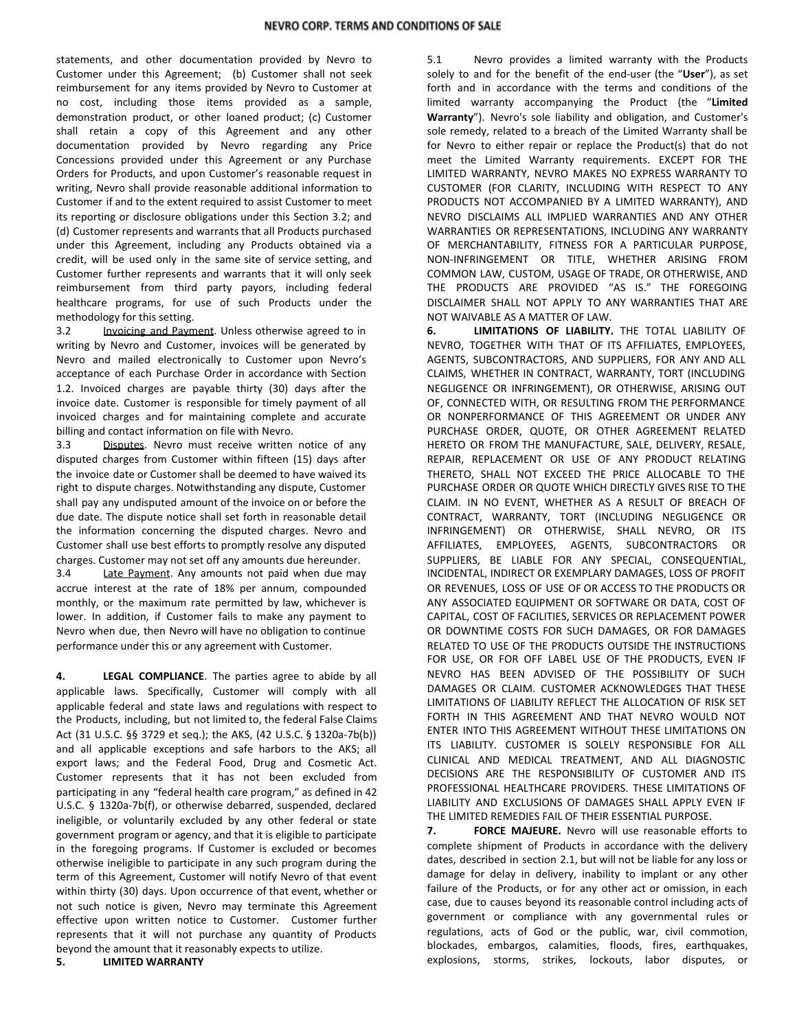statements, and other documentation provided by Nevro to Customer under this Agreement; (b) Customer shall not seek reimbursement for any items provided by Nevro to Customer at no cost, including those items provided as a sample, demonstration product, or other loaned product; (c) Customer shall retain a copy of this Agreement and any other documentation provided by Nevro regarding any Price Concessions provided under this Agreement or any Purchase Orders for Products, and upon Customer's reasonable request in writing, Nevro shall provide reasonable additional information to Customer if and to the extent required to assist Customer to meet its reporting or disclosure obligations under this Section 3.2; and (d) Customer represents and warrants that all Products purchased under this Agreement, including any Products obtained via a credit, will be used only in the same site of service setting, and Customer further represents and warrants that it will only seek reimbursement from third party payors, including federal healthcare programs, for use of such Products under the methodology for this setting.

3.2 Invoicing and Payment. Unless otherwise agreed to in writing by Nevro and Customer, invoices will be generated by Nevro and mailed electronically to Customer upon Nevro's acceptance of each Purchase Order in accordance with Section 1.2. Invoiced charges are payable thirty (30) days after the invoice date. Customer is responsible for timely payment of all invoiced charges and for maintaining complete and accurate billing and contact information on file with Nevro.

3.3 Disputes. Nevro must receive written notice of any disputed charges from Customer within fifteen (15) days after the invoice date or Customer shall be deemed to have waived its right to dispute charges. Notwithstanding any dispute, Customer shall pay any undisputed amount of the invoice on or before the due date. The dispute notice shall set forth in reasonable detail the information concerning the disputed charges. Nevro and Customer shall use best efforts to promptly resolve any disputed charges. Customer may not set off any amounts due hereunder.

3.4 Late Payment. Any amounts not paid when due may accrue interest at the rate of 18% per annum, compounded monthly, or the maximum rate permitted by law, whichever is lower. In addition, if Customer fails to make any payment to Nevro when due, then Nevro will have no obligation to continue performance under this or any agreement with Customer.

**4. LEGAL COMPLIANCE**. The parties agree to abide by all applicable laws. Specifically, Customer will comply with all applicable federal and state laws and regulations with respect to the Products, including, but not limited to, the federal False Claims Act (31 U.S.C. §§ 3729 et seq.); the AKS, (42 U.S.C. § 1320a-7b(b)) and all applicable exceptions and safe harbors to the AKS; all export laws; and the Federal Food, Drug and Cosmetic Act. Customer represents that it has not been excluded from participating in any "federal health care program," as defined in 42 U.S.C. § 1320a-7b(f), or otherwise debarred, suspended, declared ineligible, or voluntarily excluded by any other federal or state government program or agency, and that it is eligible to participate in the foregoing programs. If Customer is excluded or becomes otherwise ineligible to participate in any such program during the term of this Agreement, Customer will notify Nevro of that event within thirty (30) days. Upon occurrence of that event, whether or not such notice is given, Nevro may terminate this Agreement effective upon written notice to Customer. Customer further represents that it will not purchase any quantity of Products beyond the amount that it reasonably expects to utilize.

**5. LIMITED WARRANTY**

5.1 Nevro provides a limited warranty with the Products solely to and for the benefit of the end-user (the "**User**"), as set forth and in accordance with the terms and conditions of the limited warranty accompanying the Product (the "**Limited Warranty**"). Nevro's sole liability and obligation, and Customer's sole remedy, related to a breach of the Limited Warranty shall be for Nevro to either repair or replace the Product(s) that do not meet the Limited Warranty requirements. EXCEPT FOR THE LIMITED WARRANTY, NEVRO MAKES NO EXPRESS WARRANTY TO CUSTOMER (FOR CLARITY, INCLUDING WITH RESPECT TO ANY PRODUCTS NOT ACCOMPANIED BY A LIMITED WARRANTY), AND NEVRO DISCLAIMS ALL IMPLIED WARRANTIES AND ANY OTHER WARRANTIES OR REPRESENTATIONS, INCLUDING ANY WARRANTY OF MERCHANTABILITY, FITNESS FOR A PARTICULAR PURPOSE, NON-INFRINGEMENT OR TITLE, WHETHER ARISING FROM COMMON LAW, CUSTOM, USAGE OF TRADE, OR OTHERWISE, AND THE PRODUCTS ARE PROVIDED "AS IS." THE FOREGOING DISCLAIMER SHALL NOT APPLY TO ANY WARRANTIES THAT ARE NOT WAIVABLE AS A MATTER OF LAW.

**6. LIMITATIONS OF LIABILITY.** THE TOTAL LIABILITY OF NEVRO, TOGETHER WITH THAT OF ITS AFFILIATES, EMPLOYEES, AGENTS, SUBCONTRACTORS, AND SUPPLIERS, FOR ANY AND ALL CLAIMS, WHETHER IN CONTRACT, WARRANTY, TORT (INCLUDING NEGLIGENCE OR INFRINGEMENT), OR OTHERWISE, ARISING OUT OF, CONNECTED WITH, OR RESULTING FROM THE PERFORMANCE OR NONPERFORMANCE OF THIS AGREEMENT OR UNDER ANY PURCHASE ORDER, QUOTE, OR OTHER AGREEMENT RELATED HERETO OR FROM THE MANUFACTURE, SALE, DELIVERY, RESALE, REPAIR, REPLACEMENT OR USE OF ANY PRODUCT RELATING THERETO, SHALL NOT EXCEED THE PRICE ALLOCABLE TO THE PURCHASE ORDER OR QUOTE WHICH DIRECTLY GIVES RISE TO THE CLAIM. IN NO EVENT, WHETHER AS A RESULT OF BREACH OF CONTRACT, WARRANTY, TORT (INCLUDING NEGLIGENCE OR INFRINGEMENT) OR OTHERWISE, SHALL NEVRO, OR ITS AFFILIATES, EMPLOYEES, AGENTS, SUBCONTRACTORS OR SUPPLIERS, BE LIABLE FOR ANY SPECIAL, CONSEQUENTIAL, INCIDENTAL, INDIRECT OR EXEMPLARY DAMAGES, LOSS OF PROFIT OR REVENUES, LOSS OF USE OF OR ACCESS TO THE PRODUCTS OR ANY ASSOCIATED EQUIPMENT OR SOFTWARE OR DATA, COST OF CAPITAL, COST OF FACILITIES, SERVICES OR REPLACEMENT POWER OR DOWNTIME COSTS FOR SUCH DAMAGES, OR FOR DAMAGES RELATED TO USE OF THE PRODUCTS OUTSIDE THE INSTRUCTIONS FOR USE, OR FOR OFF LABEL USE OF THE PRODUCTS, EVEN IF NEVRO HAS BEEN ADVISED OF THE POSSIBILITY OF SUCH DAMAGES OR CLAIM. CUSTOMER ACKNOWLEDGES THAT THESE LIMITATIONS OF LIABILITY REFLECT THE ALLOCATION OF RISK SET FORTH IN THIS AGREEMENT AND THAT NEVRO WOULD NOT ENTER INTO THIS AGREEMENT WITHOUT THESE LIMITATIONS ON ITS LIABILITY. CUSTOMER IS SOLELY RESPONSIBLE FOR ALL CLINICAL AND MEDICAL TREATMENT, AND ALL DIAGNOSTIC DECISIONS ARE THE RESPONSIBILITY OF CUSTOMER AND ITS PROFESSIONAL HEALTHCARE PROVIDERS. THESE LIMITATIONS OF LIABILITY AND EXCLUSIONS OF DAMAGES SHALL APPLY EVEN IF THE LIMITED REMEDIES FAIL OF THEIR ESSENTIAL PURPOSE.

**7. FORCE MAJEURE.** Nevro will use reasonable efforts to complete shipment of Products in accordance with the delivery dates, described in section 2.1, but will not be liable for any loss or damage for delay in delivery, inability to implant or any other failure of the Products, or for any other act or omission, in each case, due to causes beyond its reasonable control including acts of government or compliance with any governmental rules or regulations, acts of God or the public, war, civil commotion, blockades, embargos, calamities, floods, fires, earthquakes, explosions, storms, strikes, lockouts, labor disputes, or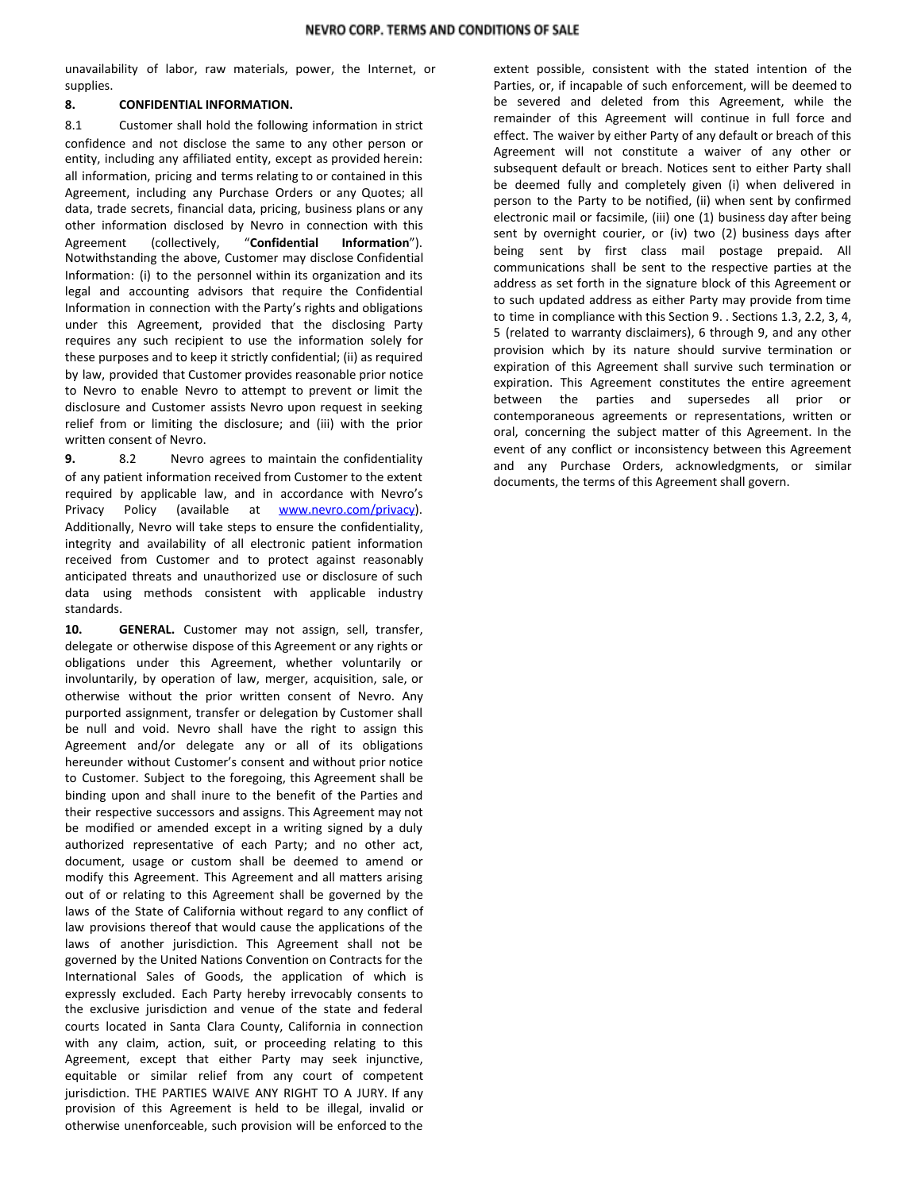unavailability of labor, raw materials, power, the Internet, or supplies.

**8. CONFIDENTIAL INFORMATION.**

8.1 Customer shall hold the following information in strict confidence and not disclose the same to any other person or entity, including any affiliated entity, except as provided herein: all information, pricing and terms relating to or contained in this Agreement, including any Purchase Orders or any Quotes; all data, trade secrets, financial data, pricing, business plans or any other information disclosed by Nevro in connection with this Agreement (collectively, "**Confidential Information**"). Notwithstanding the above, Customer may disclose Confidential Information: (i) to the personnel within its organization and its legal and accounting advisors that require the Confidential Information in connection with the Party's rights and obligations under this Agreement, provided that the disclosing Party requires any such recipient to use the information solely for these purposes and to keep it strictly confidential; (ii) as required by law, provided that Customer provides reasonable prior notice to Nevro to enable Nevro to attempt to prevent or limit the disclosure and Customer assists Nevro upon request in seeking relief from or limiting the disclosure; and (iii) with the prior written consent of Nevro.

**9.** 8.2 Nevro agrees to maintain the confidentiality of any patient information received from Customer to the extent required by applicable law, and in accordance with Nevro's Privacy Policy (available at www.nevro.com/privacy). Additionally, Nevro will take steps to ensure the confidentiality, integrity and availability of all electronic patient information received from Customer and to protect against reasonably anticipated threats and unauthorized use or disclosure of such data using methods consistent with applicable industry standards.

**10. GENERAL.** Customer may not assign, sell, transfer, delegate or otherwise dispose of this Agreement or any rights or obligations under this Agreement, whether voluntarily or involuntarily, by operation of law, merger, acquisition, sale, or otherwise without the prior written consent of Nevro. Any purported assignment, transfer or delegation by Customer shall be null and void. Nevro shall have the right to assign this Agreement and/or delegate any or all of its obligations hereunder without Customer's consent and without prior notice to Customer. Subject to the foregoing, this Agreement shall be binding upon and shall inure to the benefit of the Parties and their respective successors and assigns. This Agreement may not be modified or amended except in a writing signed by a duly authorized representative of each Party; and no other act, document, usage or custom shall be deemed to amend or modify this Agreement. This Agreement and all matters arising out of or relating to this Agreement shall be governed by the laws of the State of California without regard to any conflict of law provisions thereof that would cause the applications of the laws of another jurisdiction. This Agreement shall not be governed by the United Nations Convention on Contracts for the International Sales of Goods, the application of which is expressly excluded. Each Party hereby irrevocably consents to the exclusive jurisdiction and venue of the state and federal courts located in Santa Clara County, California in connection with any claim, action, suit, or proceeding relating to this Agreement, except that either Party may seek injunctive, equitable or similar relief from any court of competent jurisdiction. THE PARTIES WAIVE ANY RIGHT TO A JURY. If any provision of this Agreement is held to be illegal, invalid or otherwise unenforceable, such provision will be enforced to the extent possible, consistent with the stated intention of the Parties, or, if incapable of such enforcement, will be deemed to be severed and deleted from this Agreement, while the remainder of this Agreement will continue in full force and effect. The waiver by either Party of any default or breach of this Agreement will not constitute a waiver of any other or subsequent default or breach. Notices sent to either Party shall be deemed fully and completely given (i) when delivered in person to the Party to be notified, (ii) when sent by confirmed electronic mail or facsimile, (iii) one (1) business day after being sent by overnight courier, or (iv) two (2) business days after being sent by first class mail postage prepaid. All communications shall be sent to the respective parties at the address as set forth in the signature block of this Agreement or to such updated address as either Party may provide from time to time in compliance with this Section 9. . Sections 1.3, 2.2, 3, 4, 5 (related to warranty disclaimers), 6 through 9, and any other provision which by its nature should survive termination or expiration of this Agreement shall survive such termination or expiration. This Agreement constitutes the entire agreement between the parties and supersedes all prior or contemporaneous agreements or representations, written or oral, concerning the subject matter of this Agreement. In the event of any conflict or inconsistency between this Agreement and any Purchase Orders, acknowledgments, or similar documents, the terms of this Agreement shall govern.